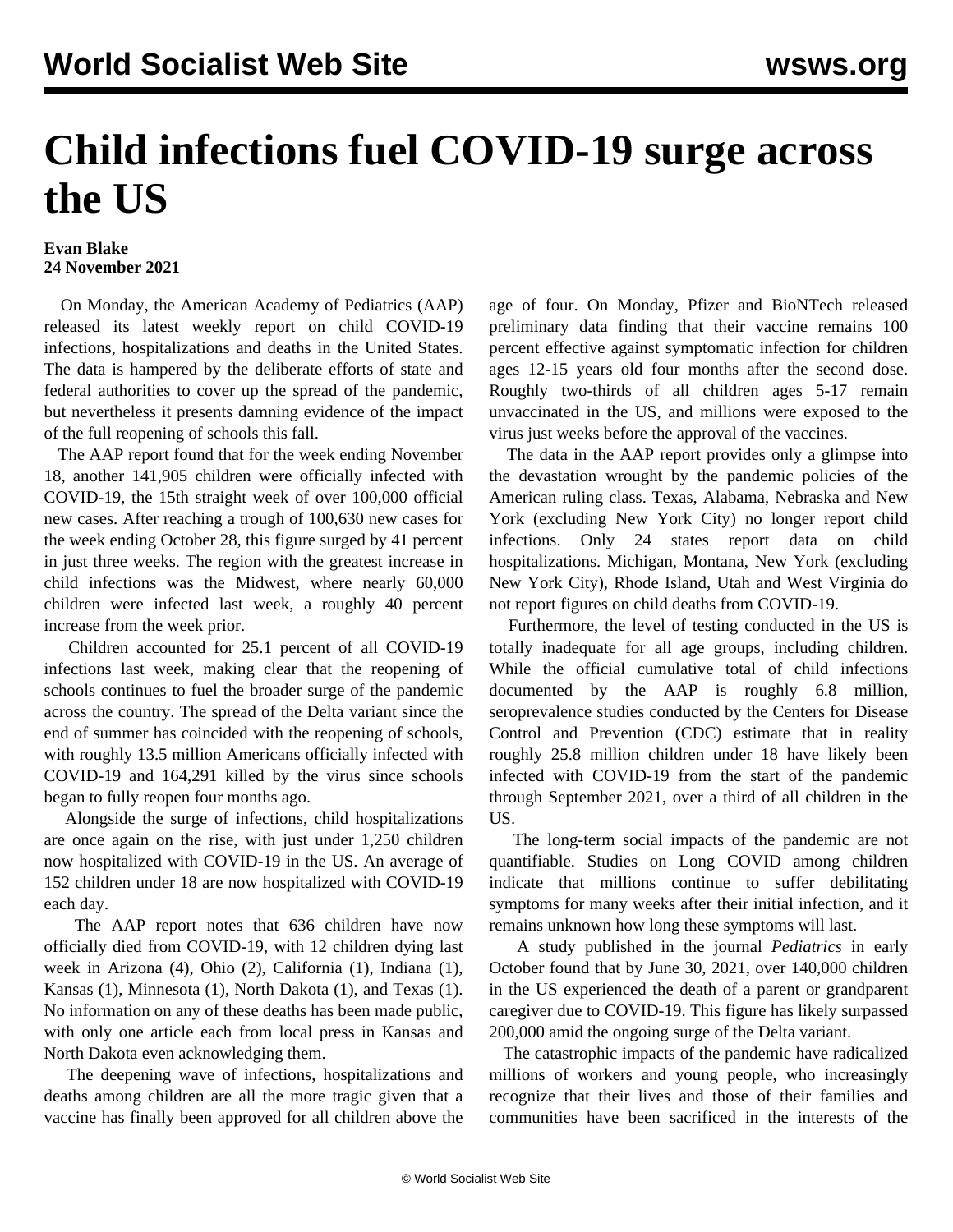# Child infections fuel COVID-19 surge across the US

**Evan Blake**
**24 November 2021**

On Monday, the American Academy of Pediatrics (AAP) released its latest weekly report on child COVID-19 infections, hospitalizations and deaths in the United States. The data is hampered by the deliberate efforts of state and federal authorities to cover up the spread of the pandemic, but nevertheless it presents damning evidence of the impact of the full reopening of schools this fall.

The AAP report found that for the week ending November 18, another 141,905 children were officially infected with COVID-19, the 15th straight week of over 100,000 official new cases. After reaching a trough of 100,630 new cases for the week ending October 28, this figure surged by 41 percent in just three weeks. The region with the greatest increase in child infections was the Midwest, where nearly 60,000 children were infected last week, a roughly 40 percent increase from the week prior.

Children accounted for 25.1 percent of all COVID-19 infections last week, making clear that the reopening of schools continues to fuel the broader surge of the pandemic across the country. The spread of the Delta variant since the end of summer has coincided with the reopening of schools, with roughly 13.5 million Americans officially infected with COVID-19 and 164,291 killed by the virus since schools began to fully reopen four months ago.

Alongside the surge of infections, child hospitalizations are once again on the rise, with just under 1,250 children now hospitalized with COVID-19 in the US. An average of 152 children under 18 are now hospitalized with COVID-19 each day.

The AAP report notes that 636 children have now officially died from COVID-19, with 12 children dying last week in Arizona (4), Ohio (2), California (1), Indiana (1), Kansas (1), Minnesota (1), North Dakota (1), and Texas (1). No information on any of these deaths has been made public, with only one article each from local press in Kansas and North Dakota even acknowledging them.

The deepening wave of infections, hospitalizations and deaths among children are all the more tragic given that a vaccine has finally been approved for all children above the age of four. On Monday, Pfizer and BioNTech released preliminary data finding that their vaccine remains 100 percent effective against symptomatic infection for children ages 12-15 years old four months after the second dose. Roughly two-thirds of all children ages 5-17 remain unvaccinated in the US, and millions were exposed to the virus just weeks before the approval of the vaccines.

The data in the AAP report provides only a glimpse into the devastation wrought by the pandemic policies of the American ruling class. Texas, Alabama, Nebraska and New York (excluding New York City) no longer report child infections. Only 24 states report data on child hospitalizations. Michigan, Montana, New York (excluding New York City), Rhode Island, Utah and West Virginia do not report figures on child deaths from COVID-19.

Furthermore, the level of testing conducted in the US is totally inadequate for all age groups, including children. While the official cumulative total of child infections documented by the AAP is roughly 6.8 million, seroprevalence studies conducted by the Centers for Disease Control and Prevention (CDC) estimate that in reality roughly 25.8 million children under 18 have likely been infected with COVID-19 from the start of the pandemic through September 2021, over a third of all children in the US.

The long-term social impacts of the pandemic are not quantifiable. Studies on Long COVID among children indicate that millions continue to suffer debilitating symptoms for many weeks after their initial infection, and it remains unknown how long these symptoms will last.

A study published in the journal *Pediatrics* in early October found that by June 30, 2021, over 140,000 children in the US experienced the death of a parent or grandparent caregiver due to COVID-19. This figure has likely surpassed 200,000 amid the ongoing surge of the Delta variant.

The catastrophic impacts of the pandemic have radicalized millions of workers and young people, who increasingly recognize that their lives and those of their families and communities have been sacrificed in the interests of the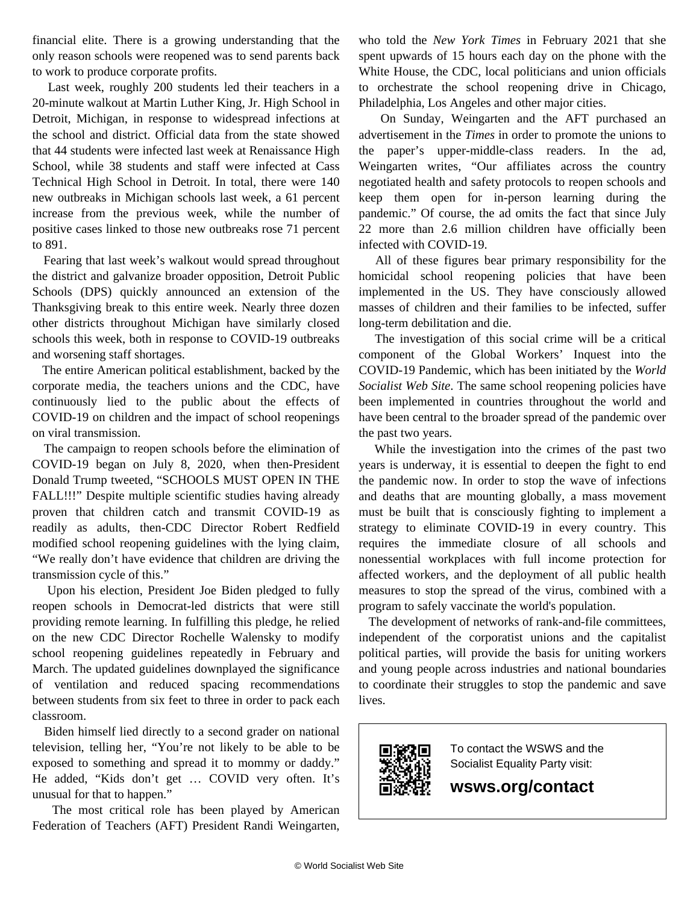financial elite. There is a growing understanding that the only reason schools were reopened was to send parents back to work to produce corporate profits.

Last week, roughly 200 students led their teachers in a 20-minute walkout at Martin Luther King, Jr. High School in Detroit, Michigan, in response to widespread infections at the school and district. Official data from the state showed that 44 students were infected last week at Renaissance High School, while 38 students and staff were infected at Cass Technical High School in Detroit. In total, there were 140 new outbreaks in Michigan schools last week, a 61 percent increase from the previous week, while the number of positive cases linked to those new outbreaks rose 71 percent to 891.

Fearing that last week's walkout would spread throughout the district and galvanize broader opposition, Detroit Public Schools (DPS) quickly announced an extension of the Thanksgiving break to this entire week. Nearly three dozen other districts throughout Michigan have similarly closed schools this week, both in response to COVID-19 outbreaks and worsening staff shortages.

The entire American political establishment, backed by the corporate media, the teachers unions and the CDC, have continuously lied to the public about the effects of COVID-19 on children and the impact of school reopenings on viral transmission.

The campaign to reopen schools before the elimination of COVID-19 began on July 8, 2020, when then-President Donald Trump tweeted, "SCHOOLS MUST OPEN IN THE FALL!!!" Despite multiple scientific studies having already proven that children catch and transmit COVID-19 as readily as adults, then-CDC Director Robert Redfield modified school reopening guidelines with the lying claim, "We really don't have evidence that children are driving the transmission cycle of this."

Upon his election, President Joe Biden pledged to fully reopen schools in Democrat-led districts that were still providing remote learning. In fulfilling this pledge, he relied on the new CDC Director Rochelle Walensky to modify school reopening guidelines repeatedly in February and March. The updated guidelines downplayed the significance of ventilation and reduced spacing recommendations between students from six feet to three in order to pack each classroom.

Biden himself lied directly to a second grader on national television, telling her, "You're not likely to be able to be exposed to something and spread it to mommy or daddy." He added, "Kids don't get … COVID very often. It's unusual for that to happen."

The most critical role has been played by American Federation of Teachers (AFT) President Randi Weingarten, who told the *New York Times* in February 2021 that she spent upwards of 15 hours each day on the phone with the White House, the CDC, local politicians and union officials to orchestrate the school reopening drive in Chicago, Philadelphia, Los Angeles and other major cities.

On Sunday, Weingarten and the AFT purchased an advertisement in the *Times* in order to promote the unions to the paper's upper-middle-class readers. In the ad, Weingarten writes, "Our affiliates across the country negotiated health and safety protocols to reopen schools and keep them open for in-person learning during the pandemic." Of course, the ad omits the fact that since July 22 more than 2.6 million children have officially been infected with COVID-19.

All of these figures bear primary responsibility for the homicidal school reopening policies that have been implemented in the US. They have consciously allowed masses of children and their families to be infected, suffer long-term debilitation and die.

The investigation of this social crime will be a critical component of the Global Workers' Inquest into the COVID-19 Pandemic, which has been initiated by the *World Socialist Web Site*. The same school reopening policies have been implemented in countries throughout the world and have been central to the broader spread of the pandemic over the past two years.

While the investigation into the crimes of the past two years is underway, it is essential to deepen the fight to end the pandemic now. In order to stop the wave of infections and deaths that are mounting globally, a mass movement must be built that is consciously fighting to implement a strategy to eliminate COVID-19 in every country. This requires the immediate closure of all schools and nonessential workplaces with full income protection for affected workers, and the deployment of all public health measures to stop the spread of the virus, combined with a program to safely vaccinate the world's population.

The development of networks of rank-and-file committees, independent of the corporatist unions and the capitalist political parties, will provide the basis for uniting workers and young people across industries and national boundaries to coordinate their struggles to stop the pandemic and save lives.

To contact the WSWS and the Socialist Equality Party visit:

**wsws.org/contact**